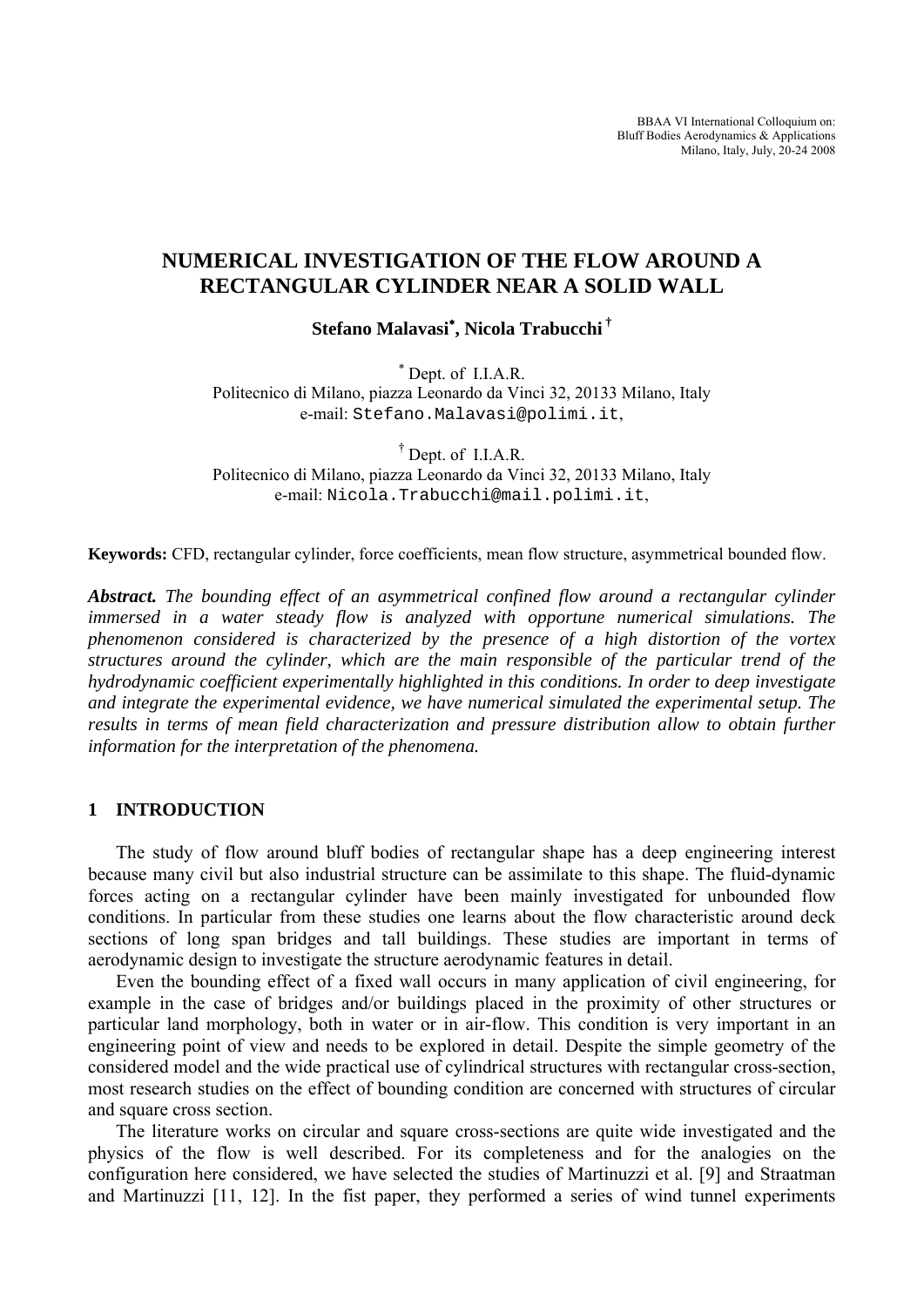BBAA VI International Colloquium on:
Bluff Bodies Aerodynamics & Applications
Milano, Italy, July, 20-24 2008

# NUMERICAL INVESTIGATION OF THE FLOW AROUND A RECTANGULAR CYLINDER NEAR A SOLID WALL

**Stefano Malavasi*, Nicola Trabucchi†**

* Dept. of I.I.A.R.
Politecnico di Milano, piazza Leonardo da Vinci 32, 20133 Milano, Italy
e-mail: Stefano.Malavasi@polimi.it,

† Dept. of I.I.A.R.
Politecnico di Milano, piazza Leonardo da Vinci 32, 20133 Milano, Italy
e-mail: Nicola.Trabucchi@mail.polimi.it,

**Keywords:** CFD, rectangular cylinder, force coefficients, mean flow structure, asymmetrical bounded flow.

***Abstract.*** *The bounding effect of an asymmetrical confined flow around a rectangular cylinder immersed in a water steady flow is analyzed with opportune numerical simulations. The phenomenon considered is characterized by the presence of a high distortion of the vortex structures around the cylinder, which are the main responsible of the particular trend of the hydrodynamic coefficient experimentally highlighted in this conditions. In order to deep investigate and integrate the experimental evidence, we have numerical simulated the experimental setup. The results in terms of mean field characterization and pressure distribution allow to obtain further information for the interpretation of the phenomena.*

## 1 INTRODUCTION

The study of flow around bluff bodies of rectangular shape has a deep engineering interest because many civil but also industrial structure can be assimilate to this shape. The fluid-dynamic forces acting on a rectangular cylinder have been mainly investigated for unbounded flow conditions. In particular from these studies one learns about the flow characteristic around deck sections of long span bridges and tall buildings. These studies are important in terms of aerodynamic design to investigate the structure aerodynamic features in detail.

Even the bounding effect of a fixed wall occurs in many application of civil engineering, for example in the case of bridges and/or buildings placed in the proximity of other structures or particular land morphology, both in water or in air-flow. This condition is very important in an engineering point of view and needs to be explored in detail. Despite the simple geometry of the considered model and the wide practical use of cylindrical structures with rectangular cross-section, most research studies on the effect of bounding condition are concerned with structures of circular and square cross section.

The literature works on circular and square cross-sections are quite wide investigated and the physics of the flow is well described. For its completeness and for the analogies on the configuration here considered, we have selected the studies of Martinuzzi et al. [9] and Straatman and Martinuzzi [11, 12]. In the fist paper, they performed a series of wind tunnel experiments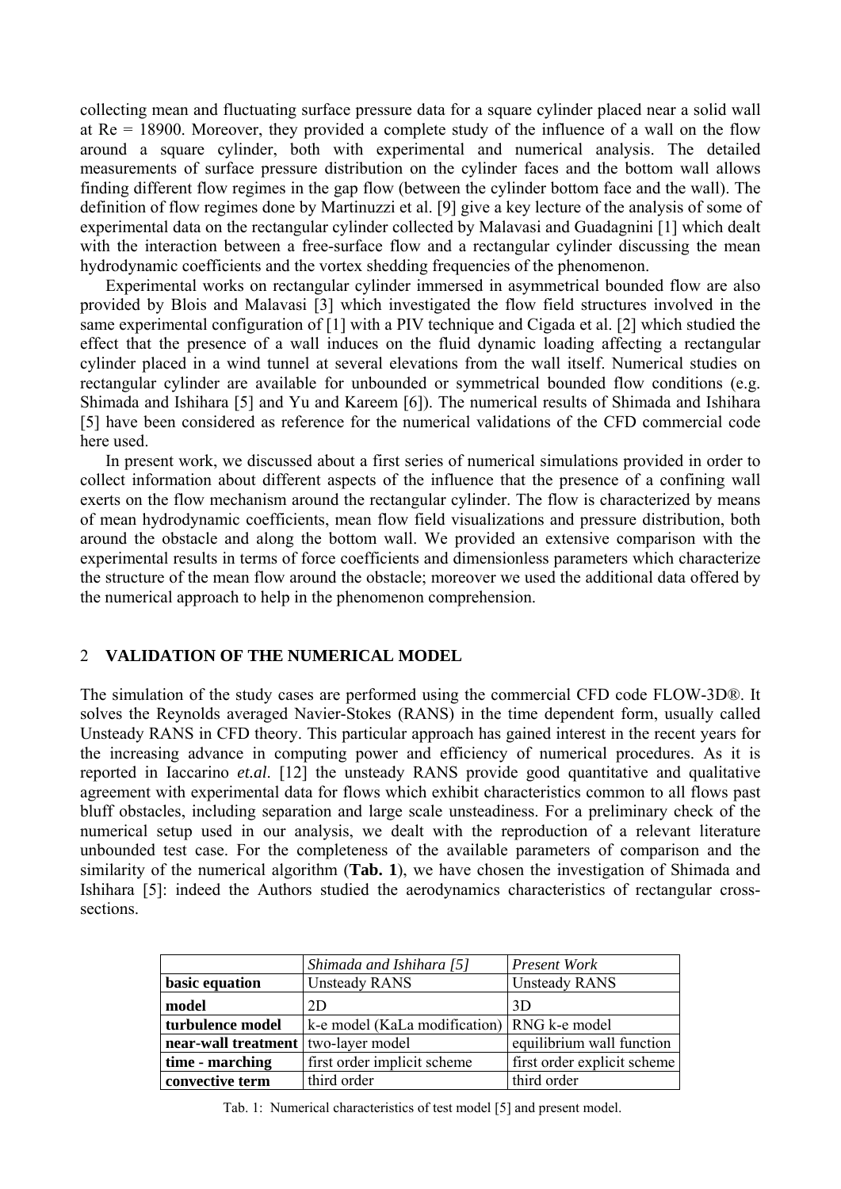collecting mean and fluctuating surface pressure data for a square cylinder placed near a solid wall at Re = 18900. Moreover, they provided a complete study of the influence of a wall on the flow around a square cylinder, both with experimental and numerical analysis. The detailed measurements of surface pressure distribution on the cylinder faces and the bottom wall allows finding different flow regimes in the gap flow (between the cylinder bottom face and the wall). The definition of flow regimes done by Martinuzzi et al. [9] give a key lecture of the analysis of some of experimental data on the rectangular cylinder collected by Malavasi and Guadagnini [1] which dealt with the interaction between a free-surface flow and a rectangular cylinder discussing the mean hydrodynamic coefficients and the vortex shedding frequencies of the phenomenon.

Experimental works on rectangular cylinder immersed in asymmetrical bounded flow are also provided by Blois and Malavasi [3] which investigated the flow field structures involved in the same experimental configuration of [1] with a PIV technique and Cigada et al. [2] which studied the effect that the presence of a wall induces on the fluid dynamic loading affecting a rectangular cylinder placed in a wind tunnel at several elevations from the wall itself. Numerical studies on rectangular cylinder are available for unbounded or symmetrical bounded flow conditions (e.g. Shimada and Ishihara [5] and Yu and Kareem [6]). The numerical results of Shimada and Ishihara [5] have been considered as reference for the numerical validations of the CFD commercial code here used.

In present work, we discussed about a first series of numerical simulations provided in order to collect information about different aspects of the influence that the presence of a confining wall exerts on the flow mechanism around the rectangular cylinder. The flow is characterized by means of mean hydrodynamic coefficients, mean flow field visualizations and pressure distribution, both around the obstacle and along the bottom wall. We provided an extensive comparison with the experimental results in terms of force coefficients and dimensionless parameters which characterize the structure of the mean flow around the obstacle; moreover we used the additional data offered by the numerical approach to help in the phenomenon comprehension.

## 2 VALIDATION OF THE NUMERICAL MODEL

The simulation of the study cases are performed using the commercial CFD code FLOW-3D®. It solves the Reynolds averaged Navier-Stokes (RANS) in the time dependent form, usually called Unsteady RANS in CFD theory. This particular approach has gained interest in the recent years for the increasing advance in computing power and efficiency of numerical procedures. As it is reported in Iaccarino *et.al.* [12] the unsteady RANS provide good quantitative and qualitative agreement with experimental data for flows which exhibit characteristics common to all flows past bluff obstacles, including separation and large scale unsteadiness. For a preliminary check of the numerical setup used in our analysis, we dealt with the reproduction of a relevant literature unbounded test case. For the completeness of the available parameters of comparison and the similarity of the numerical algorithm (**Tab. 1**), we have chosen the investigation of Shimada and Ishihara [5]: indeed the Authors studied the aerodynamics characteristics of rectangular cross-sections.

| | *Shimada and Ishihara [5]* | *Present Work* |
|---|---|---|
| **basic equation** | Unsteady RANS | Unsteady RANS |
| **model** | 2D | 3D |
| **turbulence model** | k-e model (KaLa modification) | RNG k-e model |
| **near-wall treatment** | two-layer model | equilibrium wall function |
| **time - marching** | first order implicit scheme | first order explicit scheme |
| **convective term** | third order | third order |

Tab. 1: Numerical characteristics of test model [5] and present model.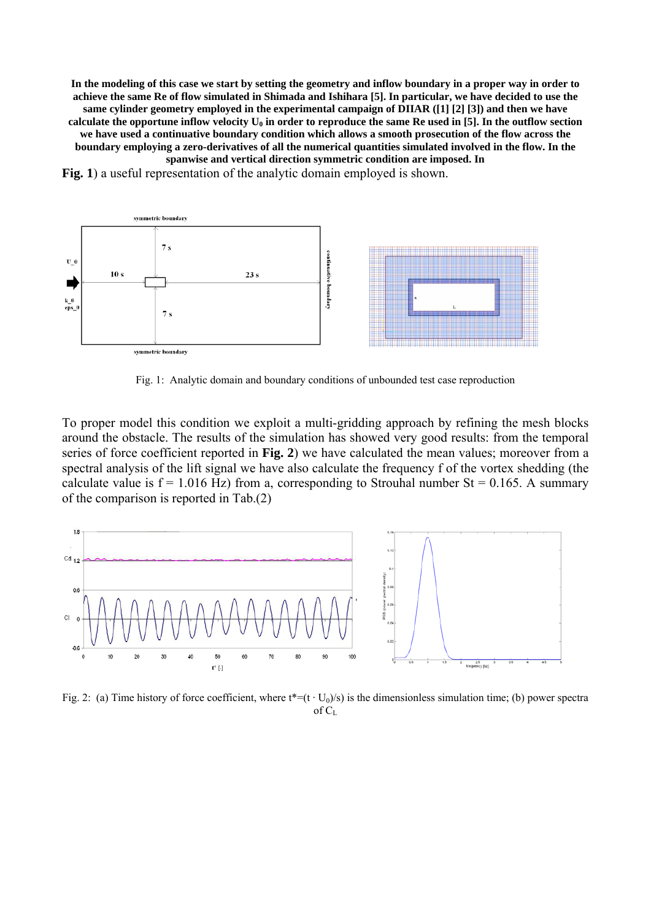**In the modeling of this case we start by setting the geometry and inflow boundary in a proper way in order to achieve the same Re of flow simulated in Shimada and Ishihara [5]. In particular, we have decided to use the same cylinder geometry employed in the experimental campaign of DIIAR ([1] [2] [3]) and then we have calculate the opportune inflow velocity $U_0$ in order to reproduce the same Re used in [5]. In the outflow section we have used a continuative boundary condition which allows a smooth prosecution of the flow across the boundary employing a zero-derivatives of all the numerical quantities simulated involved in the flow. In the spanwise and vertical direction symmetric condition are imposed. In**

**Fig. 1**) a useful representation of the analytic domain employed is shown.

Fig. 1: Analytic domain and boundary conditions of unbounded test case reproduction

To proper model this condition we exploit a multi-gridding approach by refining the mesh blocks around the obstacle. The results of the simulation has showed very good results: from the temporal series of force coefficient reported in **Fig. 2**) we have calculated the mean values; moreover from a spectral analysis of the lift signal we have also calculate the frequency f of the vortex shedding (the calculate value is f = 1.016 Hz) from a, corresponding to Strouhal number St = 0.165. A summary of the comparison is reported in Tab.(2)

Fig. 2: (a) Time history of force coefficient, where $t^*=(t \cdot U_0)/s)$ is the dimensionless simulation time; (b) power spectra of $C_L$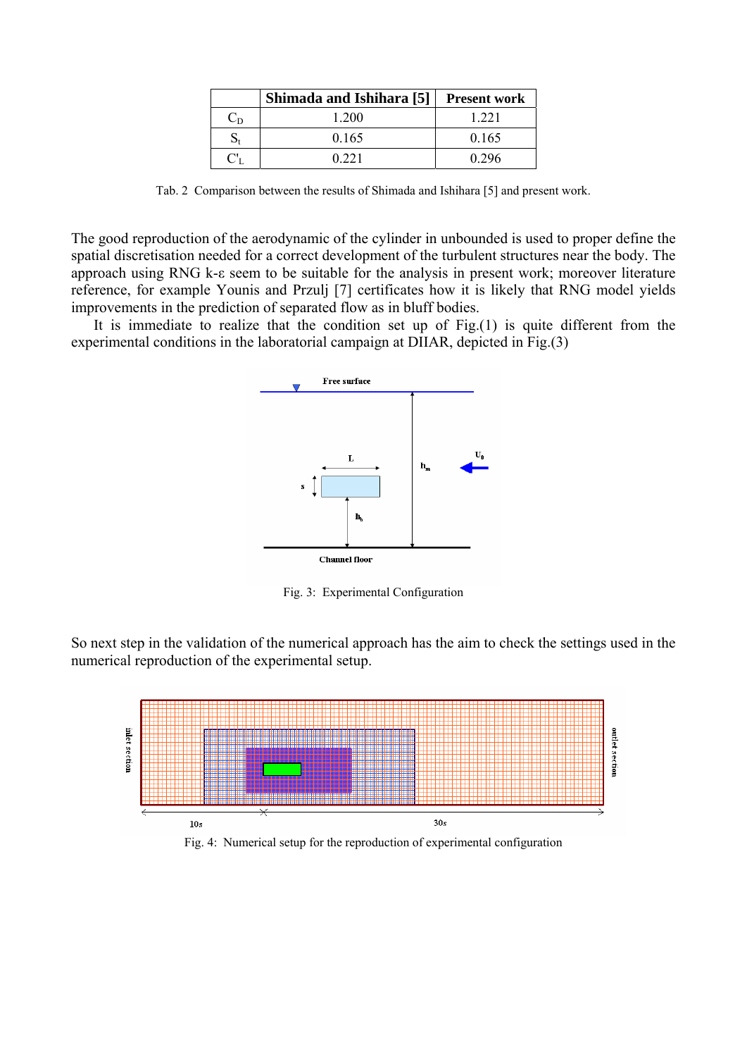|  | Shimada and Ishihara [5] | Present work |
|---|---|---|
| $C_D$ | 1.200 | 1.221 |
| $S_t$ | 0.165 | 0.165 |
| $C'_L$ | 0.221 | 0.296 |

Tab. 2 Comparison between the results of Shimada and Ishihara [5] and present work.

The good reproduction of the aerodynamic of the cylinder in unbounded is used to proper define the spatial discretisation needed for a correct development of the turbulent structures near the body. The approach using RNG k-ε seem to be suitable for the analysis in present work; moreover literature reference, for example Younis and Przulj [7] certificates how it is likely that RNG model yields improvements in the prediction of separated flow as in bluff bodies.

It is immediate to realize that the condition set up of Fig.(1) is quite different from the experimental conditions in the laboratorial campaign at DIIAR, depicted in Fig.(3)

Fig. 3: Experimental Configuration

So next step in the validation of the numerical approach has the aim to check the settings used in the numerical reproduction of the experimental setup.

Fig. 4: Numerical setup for the reproduction of experimental configuration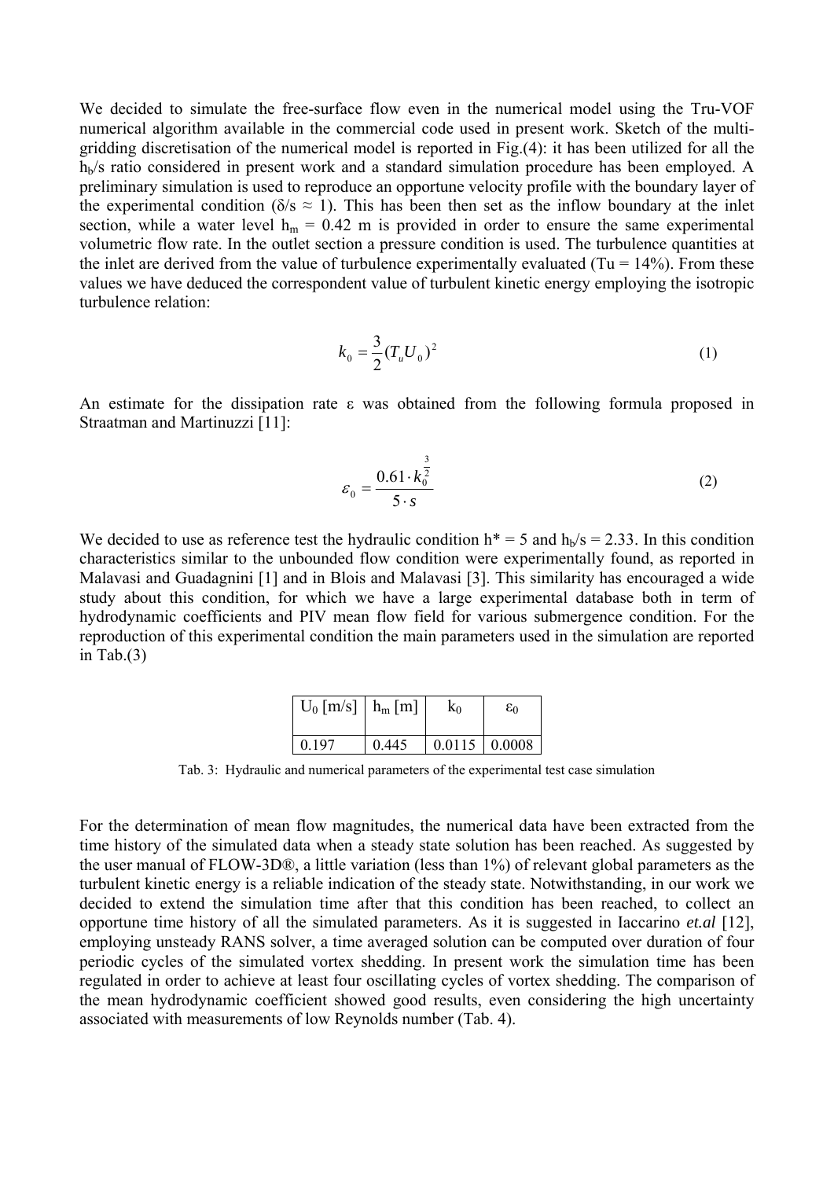We decided to simulate the free-surface flow even in the numerical model using the Tru-VOF numerical algorithm available in the commercial code used in present work. Sketch of the multi-gridding discretisation of the numerical model is reported in Fig.(4): it has been utilized for all the $h_b/s$ ratio considered in present work and a standard simulation procedure has been employed. A preliminary simulation is used to reproduce an opportune velocity profile with the boundary layer of the experimental condition ($\delta/s \approx 1$). This has been then set as the inflow boundary at the inlet section, while a water level $h_m = 0.42$ m is provided in order to ensure the same experimental volumetric flow rate. In the outlet section a pressure condition is used. The turbulence quantities at the inlet are derived from the value of turbulence experimentally evaluated (Tu = 14%). From these values we have deduced the correspondent value of turbulent kinetic energy employing the isotropic turbulence relation:

$$k_0 = \frac{3}{2}(T_u U_0)^2 \tag{1}$$

An estimate for the dissipation rate ε was obtained from the following formula proposed in Straatman and Martinuzzi [11]:

$$\varepsilon_0 = \frac{0.61 \cdot k_0^{\frac{3}{2}}}{5 \cdot s} \tag{2}$$

We decided to use as reference test the hydraulic condition $h^* = 5$ and $h_b/s = 2.33$. In this condition characteristics similar to the unbounded flow condition were experimentally found, as reported in Malavasi and Guadagnini [1] and in Blois and Malavasi [3]. This similarity has encouraged a wide study about this condition, for which we have a large experimental database both in term of hydrodynamic coefficients and PIV mean flow field for various submergence condition. For the reproduction of this experimental condition the main parameters used in the simulation are reported in Tab.(3)

| $U_0$ [m/s] | $h_m$ [m] | $k_0$ | $\varepsilon_0$ |
|---|---|---|---|
| 0.197 | 0.445 | 0.0115 | 0.0008 |

Tab. 3: Hydraulic and numerical parameters of the experimental test case simulation

For the determination of mean flow magnitudes, the numerical data have been extracted from the time history of the simulated data when a steady state solution has been reached. As suggested by the user manual of FLOW-3D®, a little variation (less than 1%) of relevant global parameters as the turbulent kinetic energy is a reliable indication of the steady state. Notwithstanding, in our work we decided to extend the simulation time after that this condition has been reached, to collect an opportune time history of all the simulated parameters. As it is suggested in Iaccarino *et.al* [12], employing unsteady RANS solver, a time averaged solution can be computed over duration of four periodic cycles of the simulated vortex shedding. In present work the simulation time has been regulated in order to achieve at least four oscillating cycles of vortex shedding. The comparison of the mean hydrodynamic coefficient showed good results, even considering the high uncertainty associated with measurements of low Reynolds number (Tab. 4).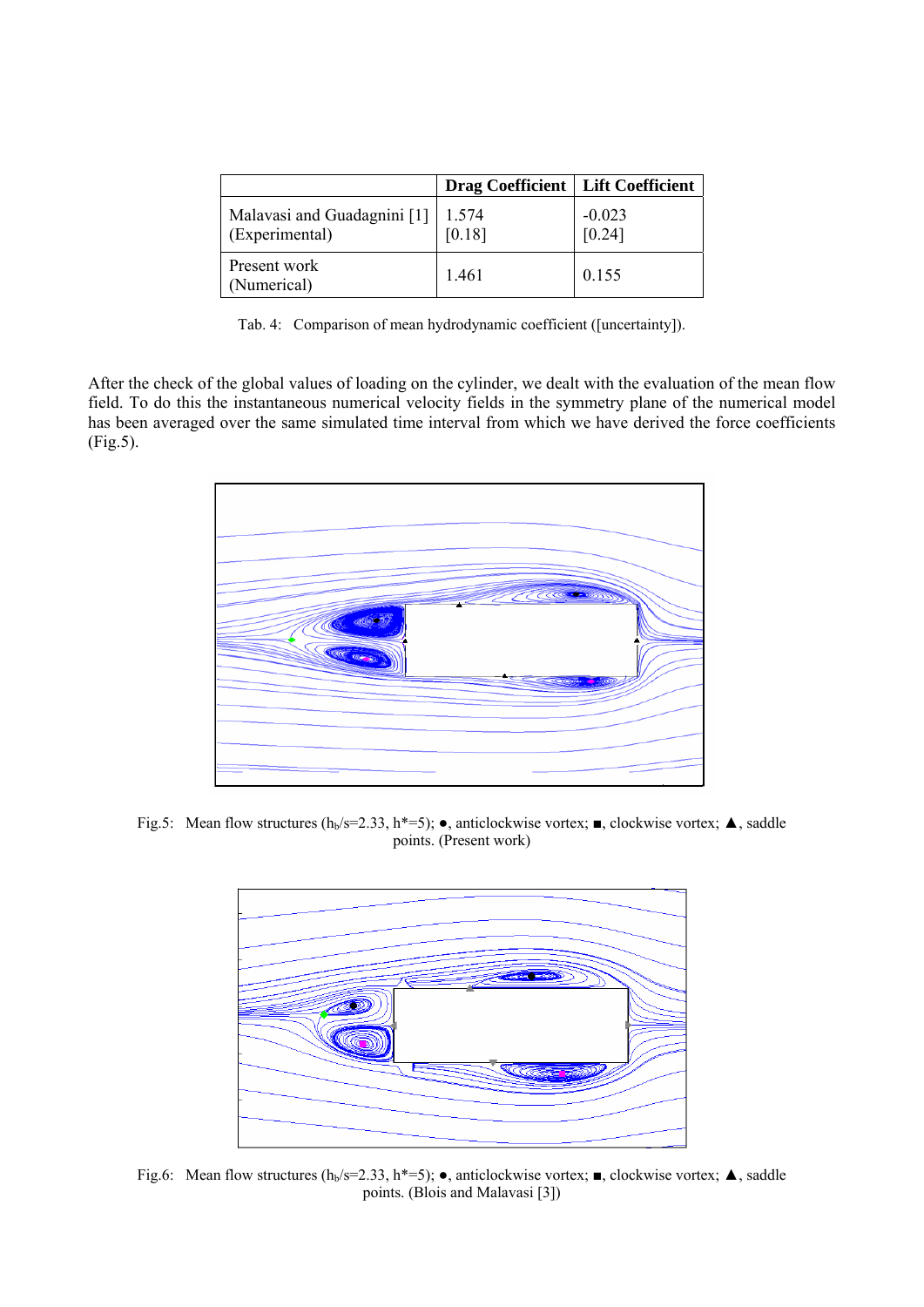| | Drag Coefficient | Lift Coefficient |
|---|---|---|
| Malavasi and Guadagnini [1] (Experimental) | 1.574 [0.18] | -0.023 [0.24] |
| Present work (Numerical) | 1.461 | 0.155 |

Tab. 4: Comparison of mean hydrodynamic coefficient ([uncertainty]).

After the check of the global values of loading on the cylinder, we dealt with the evaluation of the mean flow field. To do this the instantaneous numerical velocity fields in the symmetry plane of the numerical model has been averaged over the same simulated time interval from which we have derived the force coefficients (Fig.5).

Fig.5: Mean flow structures ($h_b/s$=2.33, $h^*$=5); ●, anticlockwise vortex; ■, clockwise vortex; ▲, saddle points. (Present work)

Fig.6: Mean flow structures ($h_b/s$=2.33, $h^*$=5); ●, anticlockwise vortex; ■, clockwise vortex; ▲, saddle points. (Blois and Malavasi [3])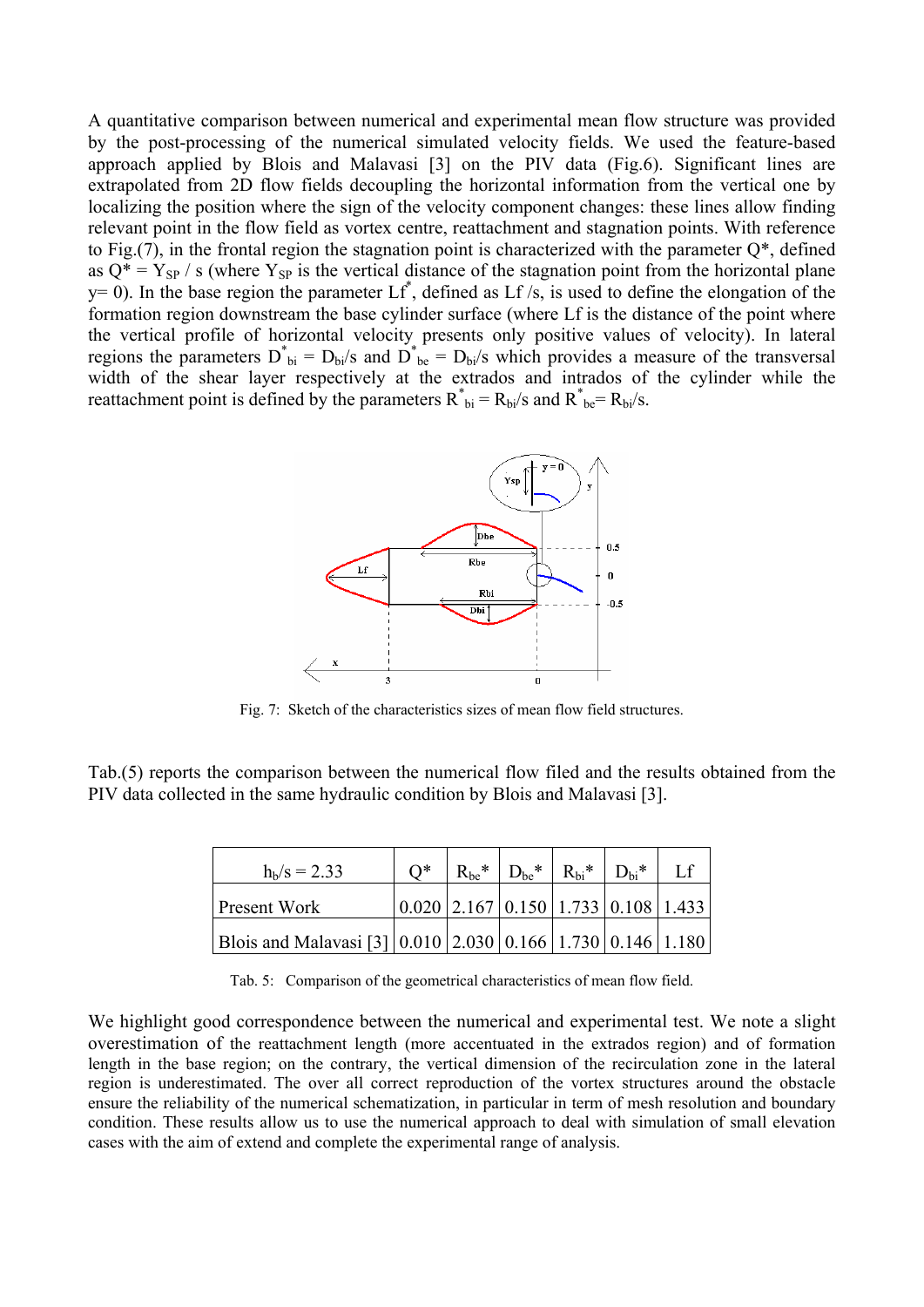A quantitative comparison between numerical and experimental mean flow structure was provided by the post-processing of the numerical simulated velocity fields. We used the feature-based approach applied by Blois and Malavasi [3] on the PIV data (Fig.6). Significant lines are extrapolated from 2D flow fields decoupling the horizontal information from the vertical one by localizing the position where the sign of the velocity component changes: these lines allow finding relevant point in the flow field as vortex centre, reattachment and stagnation points. With reference to Fig.(7), in the frontal region the stagnation point is characterized with the parameter Q*, defined as $Q^* = Y_{SP} / s$ (where $Y_{SP}$ is the vertical distance of the stagnation point from the horizontal plane y= 0). In the base region the parameter $Lf^*$, defined as Lf /s, is used to define the elongation of the formation region downstream the base cylinder surface (where Lf is the distance of the point where the vertical profile of horizontal velocity presents only positive values of velocity). In lateral regions the parameters $D^*_{bi} = D_{bi}/s$ and $D^*_{be} = D_{bi}/s$ which provides a measure of the transversal width of the shear layer respectively at the extrados and intrados of the cylinder while the reattachment point is defined by the parameters $R^*_{bi} = R_{bi}/s$ and $R^*_{be} = R_{bi}/s$.

Fig. 7: Sketch of the characteristics sizes of mean flow field structures.

Tab.(5) reports the comparison between the numerical flow filed and the results obtained from the PIV data collected in the same hydraulic condition by Blois and Malavasi [3].

| $h_b/s = 2.33$ | Q* | $R_{be}$* | $D_{be}$* | $R_{bi}$* | $D_{bi}$* | Lf |
|---|---|---|---|---|---|---|
| Present Work | 0.020 | 2.167 | 0.150 | 1.733 | 0.108 | 1.433 |
| Blois and Malavasi [3] | 0.010 | 2.030 | 0.166 | 1.730 | 0.146 | 1.180 |

Tab. 5: Comparison of the geometrical characteristics of mean flow field.

We highlight good correspondence between the numerical and experimental test. We note a slight overestimation of the reattachment length (more accentuated in the extrados region) and of formation length in the base region; on the contrary, the vertical dimension of the recirculation zone in the lateral region is underestimated. The over all correct reproduction of the vortex structures around the obstacle ensure the reliability of the numerical schematization, in particular in term of mesh resolution and boundary condition. These results allow us to use the numerical approach to deal with simulation of small elevation cases with the aim of extend and complete the experimental range of analysis.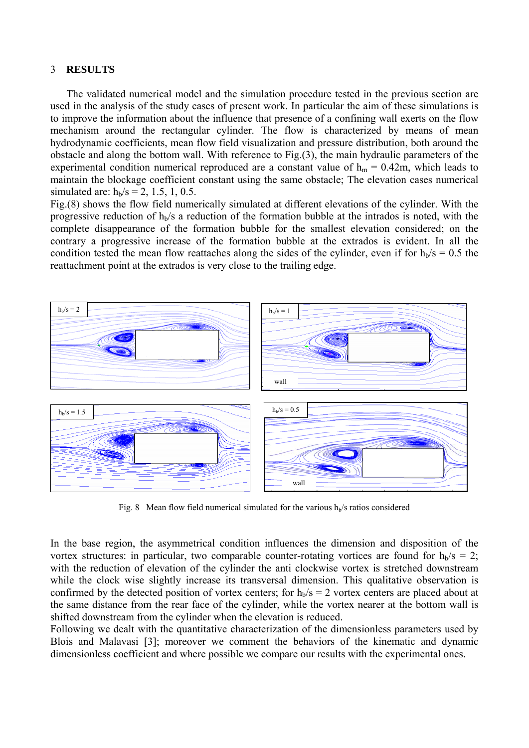## 3 RESULTS

The validated numerical model and the simulation procedure tested in the previous section are used in the analysis of the study cases of present work. In particular the aim of these simulations is to improve the information about the influence that presence of a confining wall exerts on the flow mechanism around the rectangular cylinder. The flow is characterized by means of mean hydrodynamic coefficients, mean flow field visualization and pressure distribution, both around the obstacle and along the bottom wall. With reference to Fig.(3), the main hydraulic parameters of the experimental condition numerical reproduced are a constant value of $h_m$ = 0.42m, which leads to maintain the blockage coefficient constant using the same obstacle; The elevation cases numerical simulated are: $h_b/s$ = 2, 1.5, 1, 0.5.

Fig.(8) shows the flow field numerically simulated at different elevations of the cylinder. With the progressive reduction of $h_b/s$ a reduction of the formation bubble at the intrados is noted, with the complete disappearance of the formation bubble for the smallest elevation considered; on the contrary a progressive increase of the formation bubble at the extrados is evident. In all the condition tested the mean flow reattaches along the sides of the cylinder, even if for $h_b/s$ = 0.5 the reattachment point at the extrados is very close to the trailing edge.

Fig. 8 Mean flow field numerical simulated for the various $h_b/s$ ratios considered

In the base region, the asymmetrical condition influences the dimension and disposition of the vortex structures: in particular, two comparable counter-rotating vortices are found for $h_b/s$ = 2; with the reduction of elevation of the cylinder the anti clockwise vortex is stretched downstream while the clock wise slightly increase its transversal dimension. This qualitative observation is confirmed by the detected position of vortex centers; for $h_b/s$ = 2 vortex centers are placed about at the same distance from the rear face of the cylinder, while the vortex nearer at the bottom wall is shifted downstream from the cylinder when the elevation is reduced.

Following we dealt with the quantitative characterization of the dimensionless parameters used by Blois and Malavasi [3]; moreover we comment the behaviors of the kinematic and dynamic dimensionless coefficient and where possible we compare our results with the experimental ones.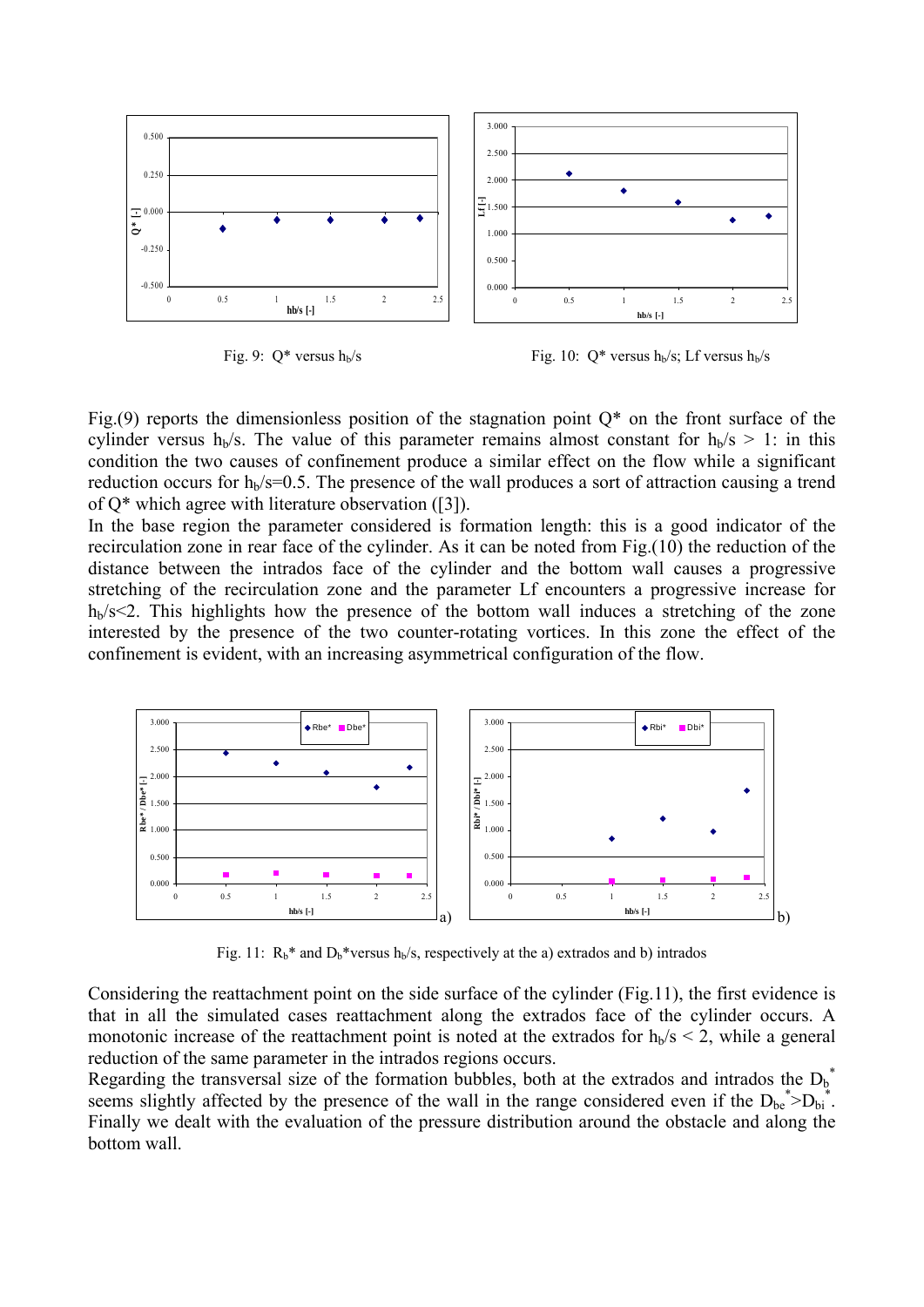Fig. 9: $Q^*$ versus $h_b/s$

Fig. 10: $Q^*$ versus $h_b/s$; Lf versus $h_b/s$

Fig.(9) reports the dimensionless position of the stagnation point $Q^*$ on the front surface of the cylinder versus $h_b/s$. The value of this parameter remains almost constant for $h_b/s > 1$: in this condition the two causes of confinement produce a similar effect on the flow while a significant reduction occurs for $h_b/s=0.5$. The presence of the wall produces a sort of attraction causing a trend of $Q^*$ which agree with literature observation ([3]).

In the base region the parameter considered is formation length: this is a good indicator of the recirculation zone in rear face of the cylinder. As it can be noted from Fig.(10) the reduction of the distance between the intrados face of the cylinder and the bottom wall causes a progressive stretching of the recirculation zone and the parameter Lf encounters a progressive increase for $h_b/s<2$. This highlights how the presence of the bottom wall induces a stretching of the zone interested by the presence of the two counter-rotating vortices. In this zone the effect of the confinement is evident, with an increasing asymmetrical configuration of the flow.

Fig. 11: $R_b^*$ and $D_b^*$ versus $h_b/s$, respectively at the a) extrados and b) intrados

Considering the reattachment point on the side surface of the cylinder (Fig.11), the first evidence is that in all the simulated cases reattachment along the extrados face of the cylinder occurs. A monotonic increase of the reattachment point is noted at the extrados for $h_b/s < 2$, while a general reduction of the same parameter in the intrados regions occurs.

Regarding the transversal size of the formation bubbles, both at the extrados and intrados the $D_b^*$ seems slightly affected by the presence of the wall in the range considered even if the $D_{be}^* > D_{bi}^*$.

Finally we dealt with the evaluation of the pressure distribution around the obstacle and along the bottom wall.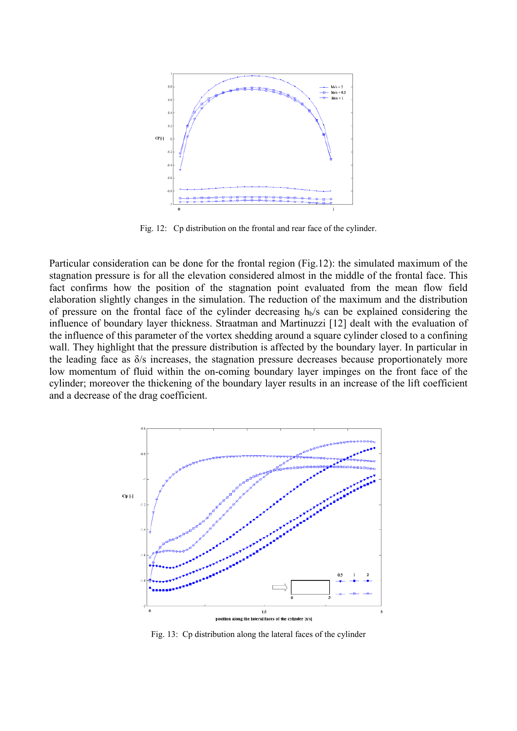Fig. 12: Cp distribution on the frontal and rear face of the cylinder.

Particular consideration can be done for the frontal region (Fig.12): the simulated maximum of the stagnation pressure is for all the elevation considered almost in the middle of the frontal face. This fact confirms how the position of the stagnation point evaluated from the mean flow field elaboration slightly changes in the simulation. The reduction of the maximum and the distribution of pressure on the frontal face of the cylinder decreasing $h_b/s$ can be explained considering the influence of boundary layer thickness. Straatman and Martinuzzi [12] dealt with the evaluation of the influence of this parameter of the vortex shedding around a square cylinder closed to a confining wall. They highlight that the pressure distribution is affected by the boundary layer. In particular in the leading face as $\delta/s$ increases, the stagnation pressure decreases because proportionately more low momentum of fluid within the on-coming boundary layer impinges on the front face of the cylinder; moreover the thickening of the boundary layer results in an increase of the lift coefficient and a decrease of the drag coefficient.

Fig. 13: Cp distribution along the lateral faces of the cylinder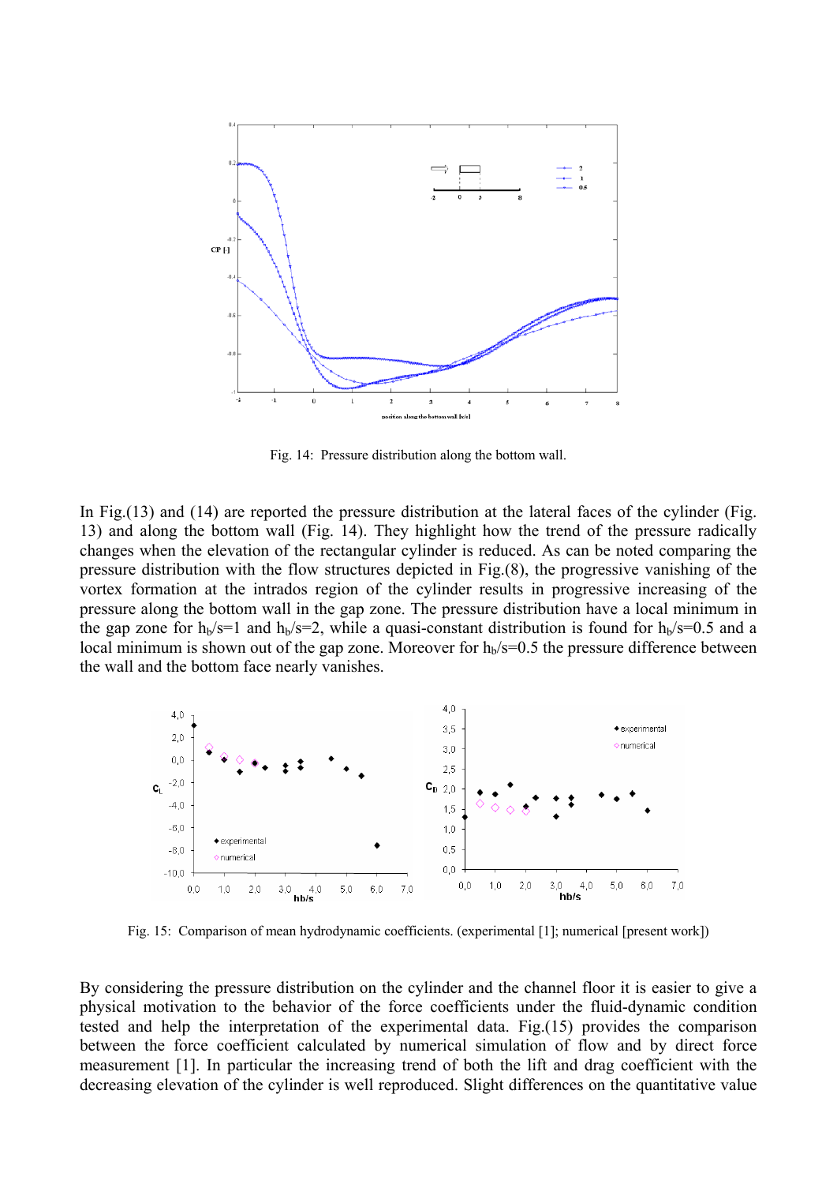Fig. 14: Pressure distribution along the bottom wall.

In Fig.(13) and (14) are reported the pressure distribution at the lateral faces of the cylinder (Fig. 13) and along the bottom wall (Fig. 14). They highlight how the trend of the pressure radically changes when the elevation of the rectangular cylinder is reduced. As can be noted comparing the pressure distribution with the flow structures depicted in Fig.(8), the progressive vanishing of the vortex formation at the intrados region of the cylinder results in progressive increasing of the pressure along the bottom wall in the gap zone. The pressure distribution have a local minimum in the gap zone for $h_b/s=1$ and $h_b/s=2$, while a quasi-constant distribution is found for $h_b/s=0.5$ and a local minimum is shown out of the gap zone. Moreover for $h_b/s=0.5$ the pressure difference between the wall and the bottom face nearly vanishes.

Fig. 15: Comparison of mean hydrodynamic coefficients. (experimental [1]; numerical [present work])

By considering the pressure distribution on the cylinder and the channel floor it is easier to give a physical motivation to the behavior of the force coefficients under the fluid-dynamic condition tested and help the interpretation of the experimental data. Fig.(15) provides the comparison between the force coefficient calculated by numerical simulation of flow and by direct force measurement [1]. In particular the increasing trend of both the lift and drag coefficient with the decreasing elevation of the cylinder is well reproduced. Slight differences on the quantitative value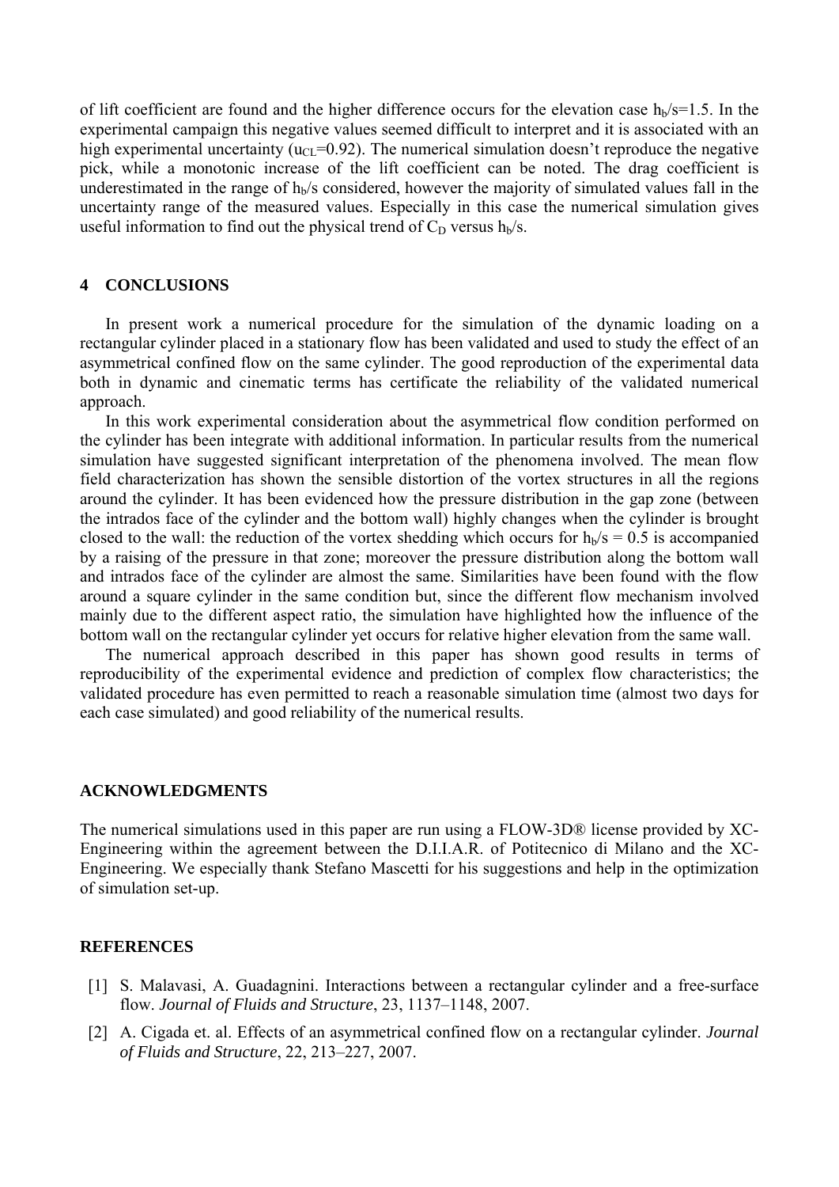of lift coefficient are found and the higher difference occurs for the elevation case $h_b/s=1.5$. In the experimental campaign this negative values seemed difficult to interpret and it is associated with an high experimental uncertainty ($u_{CL}=0.92$). The numerical simulation doesn't reproduce the negative pick, while a monotonic increase of the lift coefficient can be noted. The drag coefficient is underestimated in the range of $h_b/s$ considered, however the majority of simulated values fall in the uncertainty range of the measured values. Especially in this case the numerical simulation gives useful information to find out the physical trend of $C_D$ versus $h_b/s$.

## 4 CONCLUSIONS

In present work a numerical procedure for the simulation of the dynamic loading on a rectangular cylinder placed in a stationary flow has been validated and used to study the effect of an asymmetrical confined flow on the same cylinder. The good reproduction of the experimental data both in dynamic and cinematic terms has certificate the reliability of the validated numerical approach.

In this work experimental consideration about the asymmetrical flow condition performed on the cylinder has been integrate with additional information. In particular results from the numerical simulation have suggested significant interpretation of the phenomena involved. The mean flow field characterization has shown the sensible distortion of the vortex structures in all the regions around the cylinder. It has been evidenced how the pressure distribution in the gap zone (between the intrados face of the cylinder and the bottom wall) highly changes when the cylinder is brought closed to the wall: the reduction of the vortex shedding which occurs for $h_b/s = 0.5$ is accompanied by a raising of the pressure in that zone; moreover the pressure distribution along the bottom wall and intrados face of the cylinder are almost the same. Similarities have been found with the flow around a square cylinder in the same condition but, since the different flow mechanism involved mainly due to the different aspect ratio, the simulation have highlighted how the influence of the bottom wall on the rectangular cylinder yet occurs for relative higher elevation from the same wall.

The numerical approach described in this paper has shown good results in terms of reproducibility of the experimental evidence and prediction of complex flow characteristics; the validated procedure has even permitted to reach a reasonable simulation time (almost two days for each case simulated) and good reliability of the numerical results.

## ACKNOWLEDGMENTS

The numerical simulations used in this paper are run using a FLOW-3D® license provided by XC-Engineering within the agreement between the D.I.I.A.R. of Potitecnico di Milano and the XC-Engineering. We especially thank Stefano Mascetti for his suggestions and help in the optimization of simulation set-up.

## REFERENCES

[1] S. Malavasi, A. Guadagnini. Interactions between a rectangular cylinder and a free-surface flow. *Journal of Fluids and Structure*, 23, 1137–1148, 2007.

[2] A. Cigada et. al. Effects of an asymmetrical confined flow on a rectangular cylinder. *Journal of Fluids and Structure*, 22, 213–227, 2007.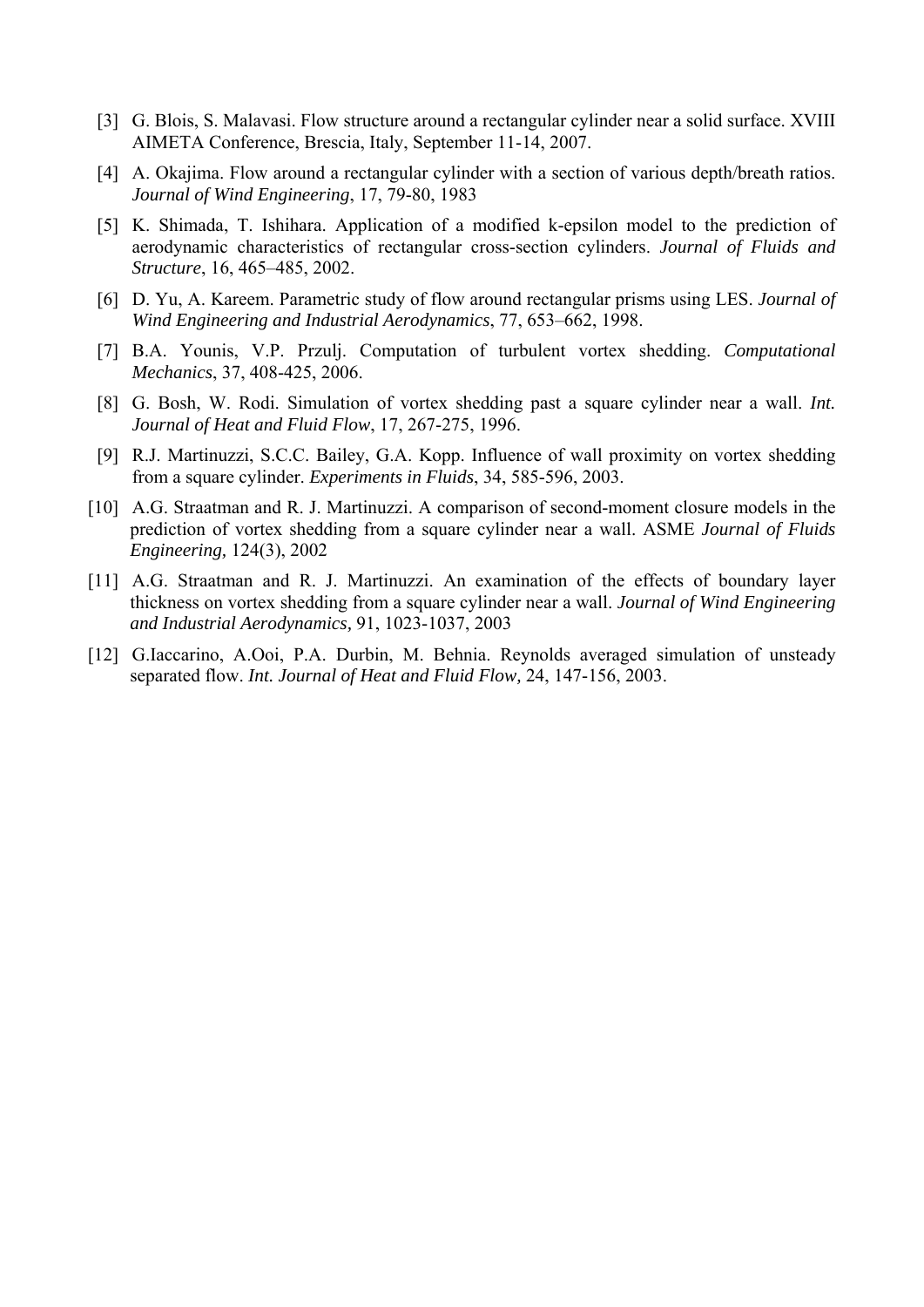[3] G. Blois, S. Malavasi. Flow structure around a rectangular cylinder near a solid surface. XVIII AIMETA Conference, Brescia, Italy, September 11-14, 2007.

[4] A. Okajima. Flow around a rectangular cylinder with a section of various depth/breath ratios. *Journal of Wind Engineering*, 17, 79-80, 1983

[5] K. Shimada, T. Ishihara. Application of a modified k-epsilon model to the prediction of aerodynamic characteristics of rectangular cross-section cylinders. *Journal of Fluids and Structure*, 16, 465–485, 2002.

[6] D. Yu, A. Kareem. Parametric study of flow around rectangular prisms using LES. *Journal of Wind Engineering and Industrial Aerodynamics*, 77, 653–662, 1998.

[7] B.A. Younis, V.P. Przulj. Computation of turbulent vortex shedding. *Computational Mechanics*, 37, 408-425, 2006.

[8] G. Bosh, W. Rodi. Simulation of vortex shedding past a square cylinder near a wall. *Int. Journal of Heat and Fluid Flow*, 17, 267-275, 1996.

[9] R.J. Martinuzzi, S.C.C. Bailey, G.A. Kopp. Influence of wall proximity on vortex shedding from a square cylinder. *Experiments in Fluids*, 34, 585-596, 2003.

[10] A.G. Straatman and R. J. Martinuzzi. A comparison of second-moment closure models in the prediction of vortex shedding from a square cylinder near a wall. ASME *Journal of Fluids Engineering,* 124(3), 2002

[11] A.G. Straatman and R. J. Martinuzzi. An examination of the effects of boundary layer thickness on vortex shedding from a square cylinder near a wall. *Journal of Wind Engineering and Industrial Aerodynamics*, 91, 1023-1037, 2003

[12] G.Iaccarino, A.Ooi, P.A. Durbin, M. Behnia. Reynolds averaged simulation of unsteady separated flow. *Int. Journal of Heat and Fluid Flow,* 24, 147-156, 2003.